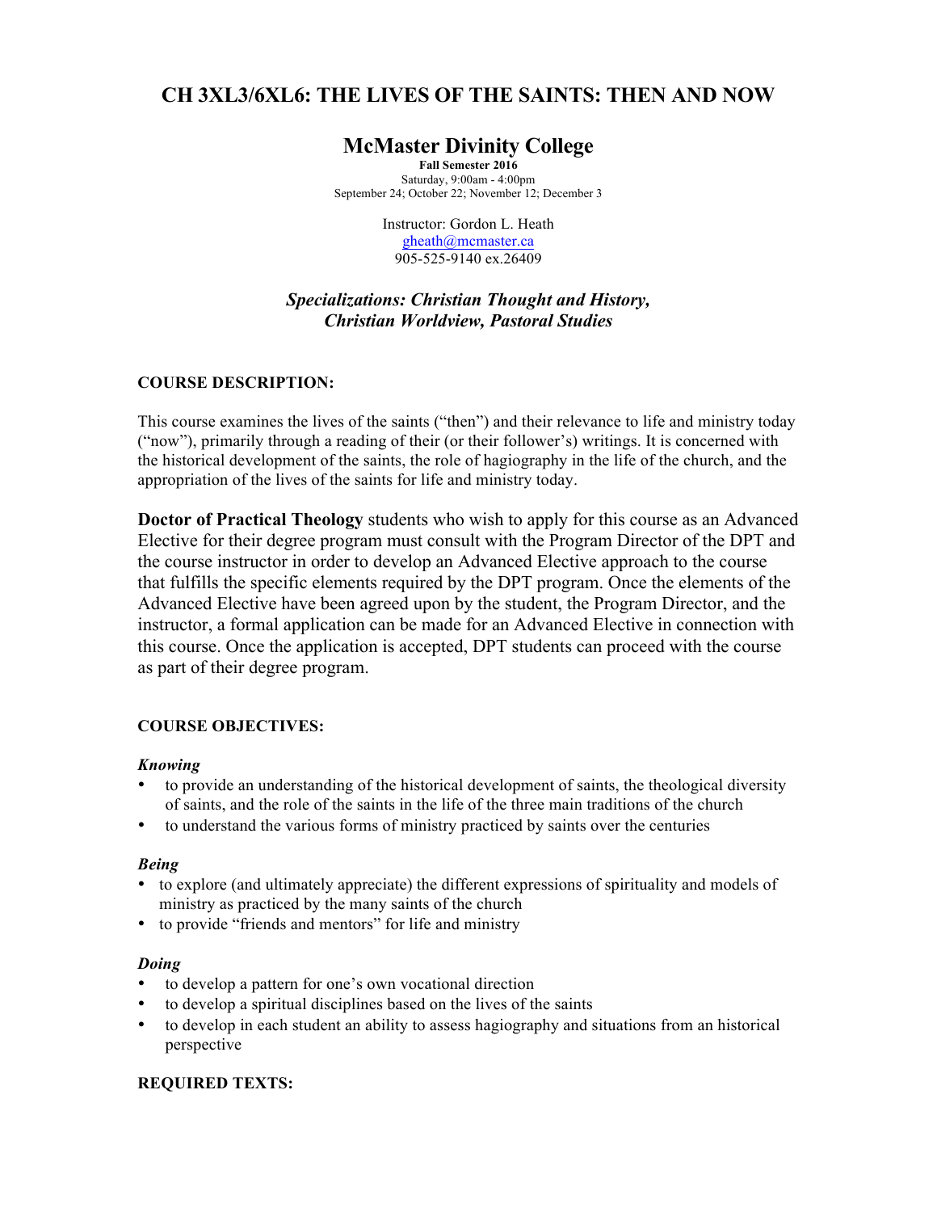# CH 3XL3/6XL6: THE LIVES OF THE SAINTS: THEN AND NOW

## McMaster Divinity College

**Fall Semester 2016**
Saturday, 9:00am - 4:00pm
September 24; October 22; November 12; December 3

Instructor: Gordon L. Heath
gheath@mcmaster.ca
905-525-9140 ex.26409

***Specializations: Christian Thought and History, Christian Worldview, Pastoral Studies***

### COURSE DESCRIPTION:

This course examines the lives of the saints ("then") and their relevance to life and ministry today ("now"), primarily through a reading of their (or their follower's) writings. It is concerned with the historical development of the saints, the role of hagiography in the life of the church, and the appropriation of the lives of the saints for life and ministry today.

**Doctor of Practical Theology** students who wish to apply for this course as an Advanced Elective for their degree program must consult with the Program Director of the DPT and the course instructor in order to develop an Advanced Elective approach to the course that fulfills the specific elements required by the DPT program. Once the elements of the Advanced Elective have been agreed upon by the student, the Program Director, and the instructor, a formal application can be made for an Advanced Elective in connection with this course. Once the application is accepted, DPT students can proceed with the course as part of their degree program.

### COURSE OBJECTIVES:

***Knowing***

- to provide an understanding of the historical development of saints, the theological diversity of saints, and the role of the saints in the life of the three main traditions of the church
- to understand the various forms of ministry practiced by saints over the centuries

***Being***

- to explore (and ultimately appreciate) the different expressions of spirituality and models of ministry as practiced by the many saints of the church
- to provide "friends and mentors" for life and ministry

***Doing***

- to develop a pattern for one's own vocational direction
- to develop a spiritual disciplines based on the lives of the saints
- to develop in each student an ability to assess hagiography and situations from an historical perspective

### REQUIRED TEXTS: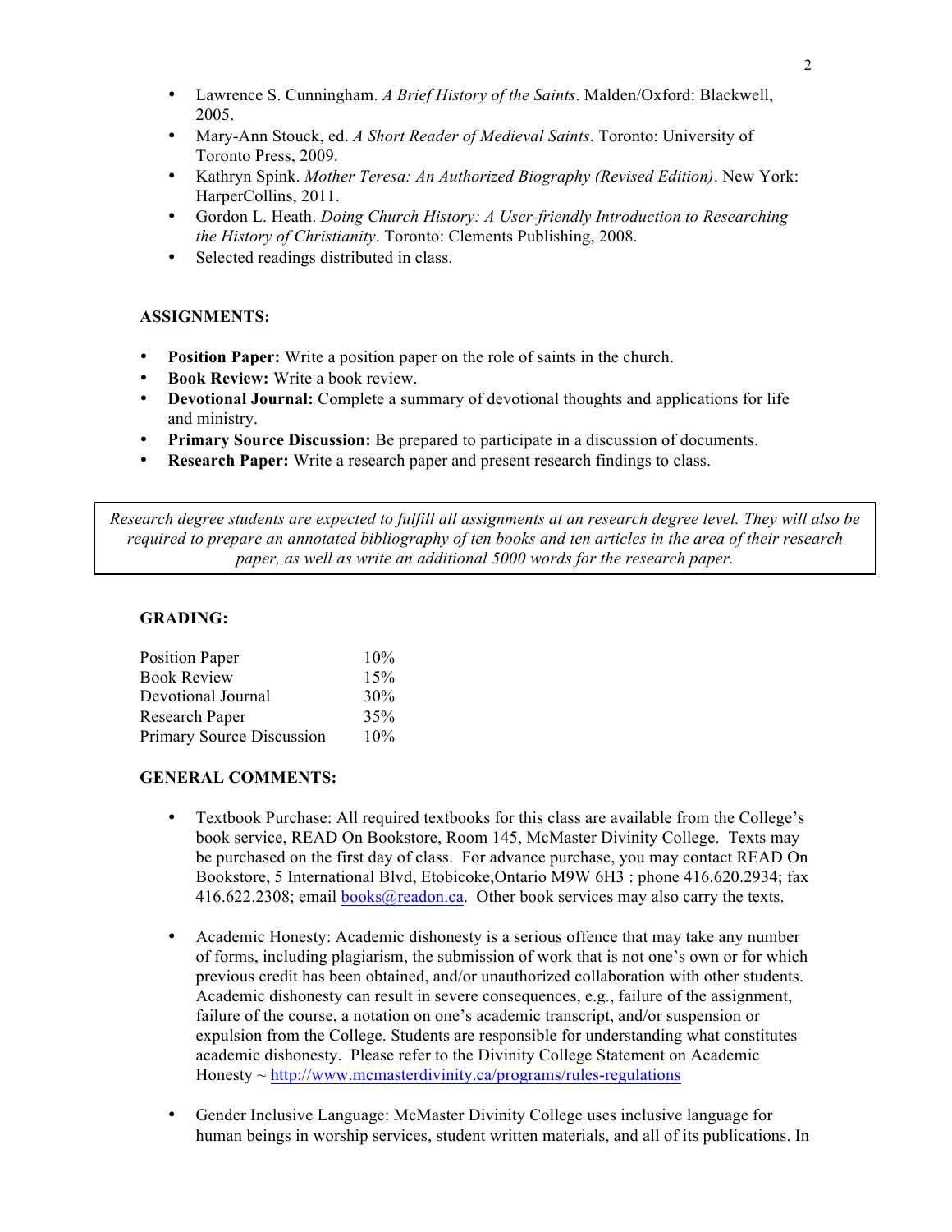- Lawrence S. Cunningham. *A Brief History of the Saints*. Malden/Oxford: Blackwell, 2005.
- Mary-Ann Stouck, ed. *A Short Reader of Medieval Saints*. Toronto: University of Toronto Press, 2009.
- Kathryn Spink. *Mother Teresa: An Authorized Biography (Revised Edition)*. New York: HarperCollins, 2011.
- Gordon L. Heath. *Doing Church History: A User-friendly Introduction to Researching the History of Christianity*. Toronto: Clements Publishing, 2008.
- Selected readings distributed in class.

### ASSIGNMENTS:

- **Position Paper:** Write a position paper on the role of saints in the church.
- **Book Review:** Write a book review.
- **Devotional Journal:** Complete a summary of devotional thoughts and applications for life and ministry.
- **Primary Source Discussion:** Be prepared to participate in a discussion of documents.
- **Research Paper:** Write a research paper and present research findings to class.

*Research degree students are expected to fulfill all assignments at an research degree level. They will also be required to prepare an annotated bibliography of ten books and ten articles in the area of their research paper, as well as write an additional 5000 words for the research paper.*

### GRADING:

| | |
|---|---|
| Position Paper | 10% |
| Book Review | 15% |
| Devotional Journal | 30% |
| Research Paper | 35% |
| Primary Source Discussion | 10% |

### GENERAL COMMENTS:

- Textbook Purchase: All required textbooks for this class are available from the College's book service, READ On Bookstore, Room 145, McMaster Divinity College. Texts may be purchased on the first day of class. For advance purchase, you may contact READ On Bookstore, 5 International Blvd, Etobicoke,Ontario M9W 6H3 : phone 416.620.2934; fax 416.622.2308; email books@readon.ca. Other book services may also carry the texts.

- Academic Honesty: Academic dishonesty is a serious offence that may take any number of forms, including plagiarism, the submission of work that is not one's own or for which previous credit has been obtained, and/or unauthorized collaboration with other students. Academic dishonesty can result in severe consequences, e.g., failure of the assignment, failure of the course, a notation on one's academic transcript, and/or suspension or expulsion from the College. Students are responsible for understanding what constitutes academic dishonesty. Please refer to the Divinity College Statement on Academic Honesty ~ http://www.mcmasterdivinity.ca/programs/rules-regulations

- Gender Inclusive Language: McMaster Divinity College uses inclusive language for human beings in worship services, student written materials, and all of its publications. In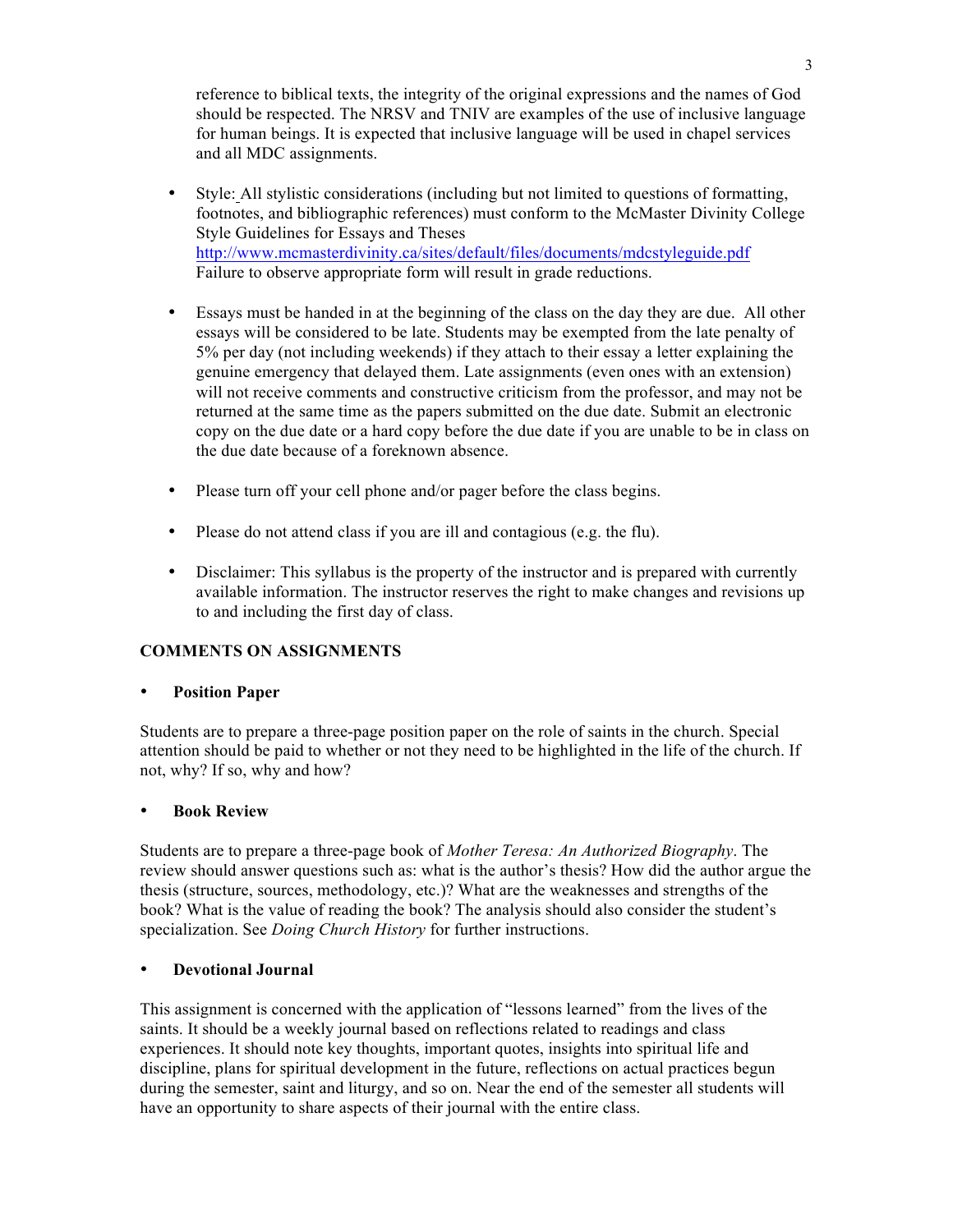reference to biblical texts, the integrity of the original expressions and the names of God should be respected. The NRSV and TNIV are examples of the use of inclusive language for human beings. It is expected that inclusive language will be used in chapel services and all MDC assignments.

- Style: All stylistic considerations (including but not limited to questions of formatting, footnotes, and bibliographic references) must conform to the McMaster Divinity College Style Guidelines for Essays and Theses http://www.mcmasterdivinity.ca/sites/default/files/documents/mdcstyleguide.pdf Failure to observe appropriate form will result in grade reductions.

- Essays must be handed in at the beginning of the class on the day they are due. All other essays will be considered to be late. Students may be exempted from the late penalty of 5% per day (not including weekends) if they attach to their essay a letter explaining the genuine emergency that delayed them. Late assignments (even ones with an extension) will not receive comments and constructive criticism from the professor, and may not be returned at the same time as the papers submitted on the due date. Submit an electronic copy on the due date or a hard copy before the due date if you are unable to be in class on the due date because of a foreknown absence.

- Please turn off your cell phone and/or pager before the class begins.

- Please do not attend class if you are ill and contagious (e.g. the flu).

- Disclaimer: This syllabus is the property of the instructor and is prepared with currently available information. The instructor reserves the right to make changes and revisions up to and including the first day of class.

## COMMENTS ON ASSIGNMENTS

- **Position Paper**

Students are to prepare a three-page position paper on the role of saints in the church. Special attention should be paid to whether or not they need to be highlighted in the life of the church. If not, why? If so, why and how?

- **Book Review**

Students are to prepare a three-page book of *Mother Teresa: An Authorized Biography*. The review should answer questions such as: what is the author's thesis? How did the author argue the thesis (structure, sources, methodology, etc.)? What are the weaknesses and strengths of the book? What is the value of reading the book? The analysis should also consider the student's specialization. See *Doing Church History* for further instructions.

- **Devotional Journal**

This assignment is concerned with the application of "lessons learned" from the lives of the saints. It should be a weekly journal based on reflections related to readings and class experiences. It should note key thoughts, important quotes, insights into spiritual life and discipline, plans for spiritual development in the future, reflections on actual practices begun during the semester, saint and liturgy, and so on. Near the end of the semester all students will have an opportunity to share aspects of their journal with the entire class.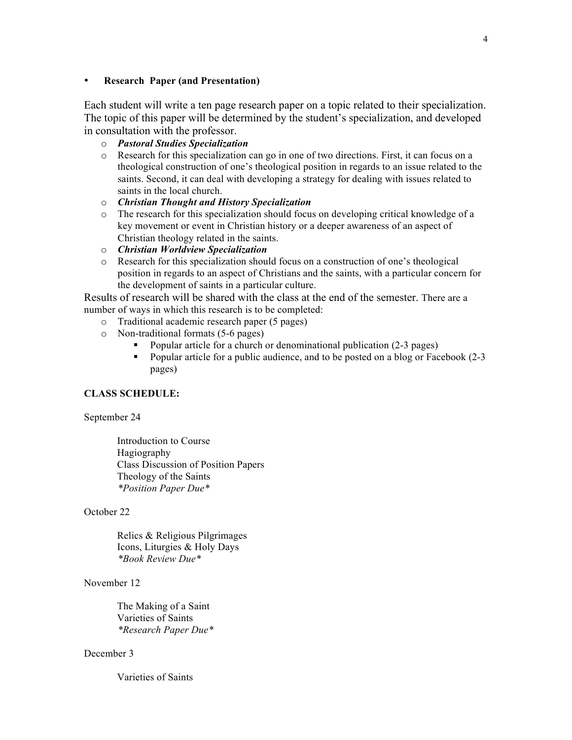- **Research Paper (and Presentation)**

Each student will write a ten page research paper on a topic related to their specialization. The topic of this paper will be determined by the student's specialization, and developed in consultation with the professor.

- ***Pastoral Studies Specialization***
- Research for this specialization can go in one of two directions. First, it can focus on a theological construction of one's theological position in regards to an issue related to the saints. Second, it can deal with developing a strategy for dealing with issues related to saints in the local church.
- ***Christian Thought and History Specialization***
- The research for this specialization should focus on developing critical knowledge of a key movement or event in Christian history or a deeper awareness of an aspect of Christian theology related in the saints.
- ***Christian Worldview Specialization***
- Research for this specialization should focus on a construction of one's theological position in regards to an aspect of Christians and the saints, with a particular concern for the development of saints in a particular culture.

Results of research will be shared with the class at the end of the semester. There are a number of ways in which this research is to be completed:

- Traditional academic research paper (5 pages)
- Non-traditional formats (5-6 pages)
  - Popular article for a church or denominational publication (2-3 pages)
  - Popular article for a public audience, and to be posted on a blog or Facebook (2-3 pages)

**CLASS SCHEDULE:**

September 24

Introduction to Course
Hagiography
Class Discussion of Position Papers
Theology of the Saints
*\*Position Paper Due\**

October 22

Relics & Religious Pilgrimages
Icons, Liturgies & Holy Days
*\*Book Review Due\**

November 12

The Making of a Saint
Varieties of Saints
*\*Research Paper Due\**

December 3

Varieties of Saints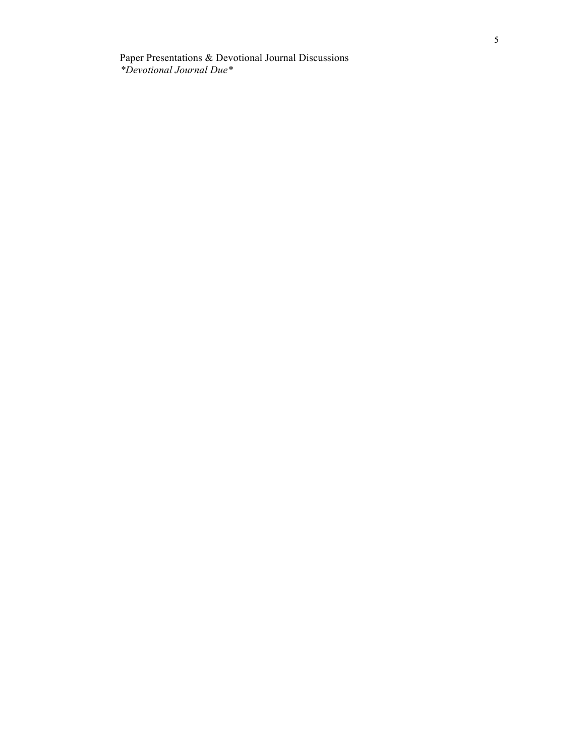Paper Presentations & Devotional Journal Discussions
*\*Devotional Journal Due\**

Paper Presentations & Devotional Journal Discussions

_*Devotional Journal Due*_